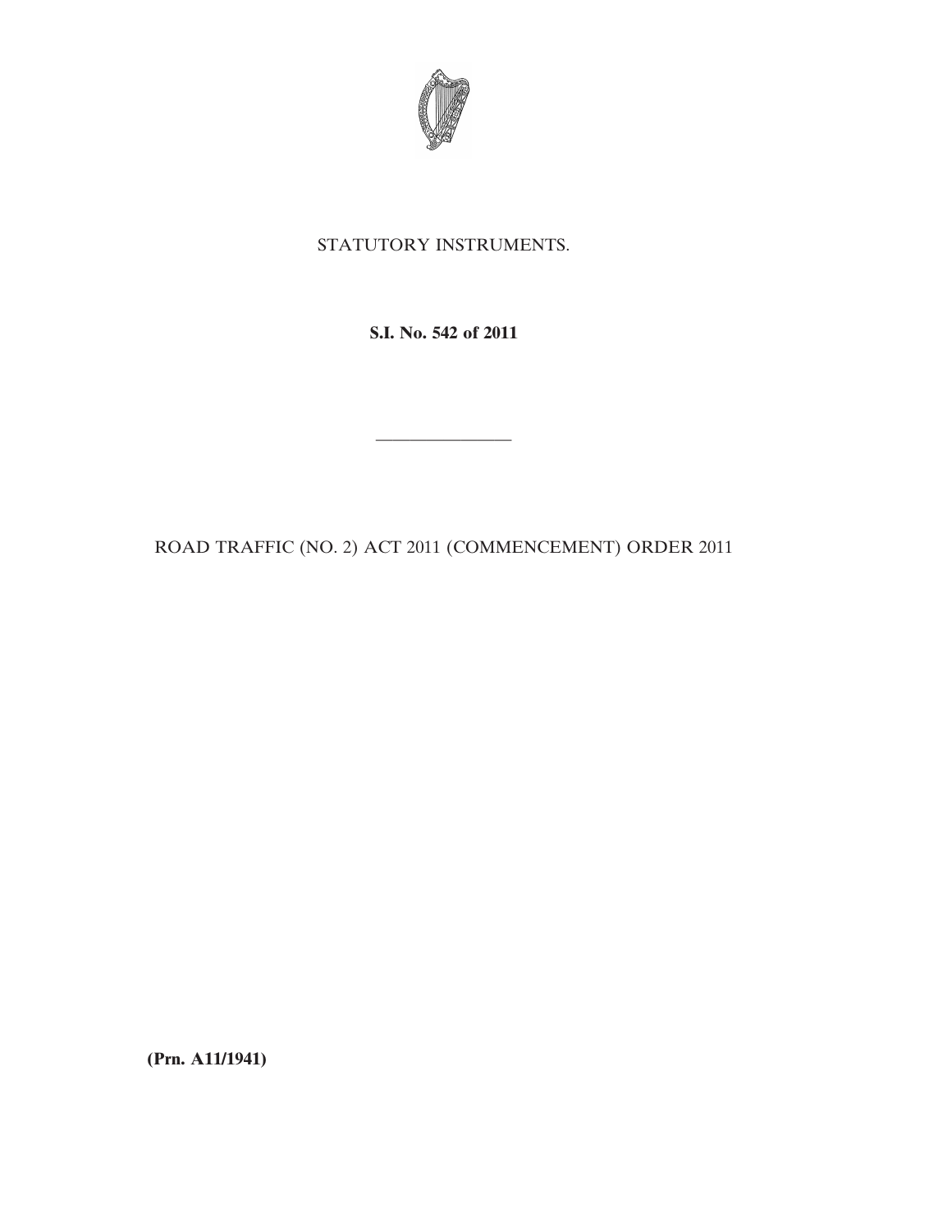STATUTORY INSTRUMENTS.

**S.I. No. 542 of 2011**

---

ROAD TRAFFIC (NO. 2) ACT 2011 (COMMENCEMENT) ORDER 2011

**(Prn. A11/1941)**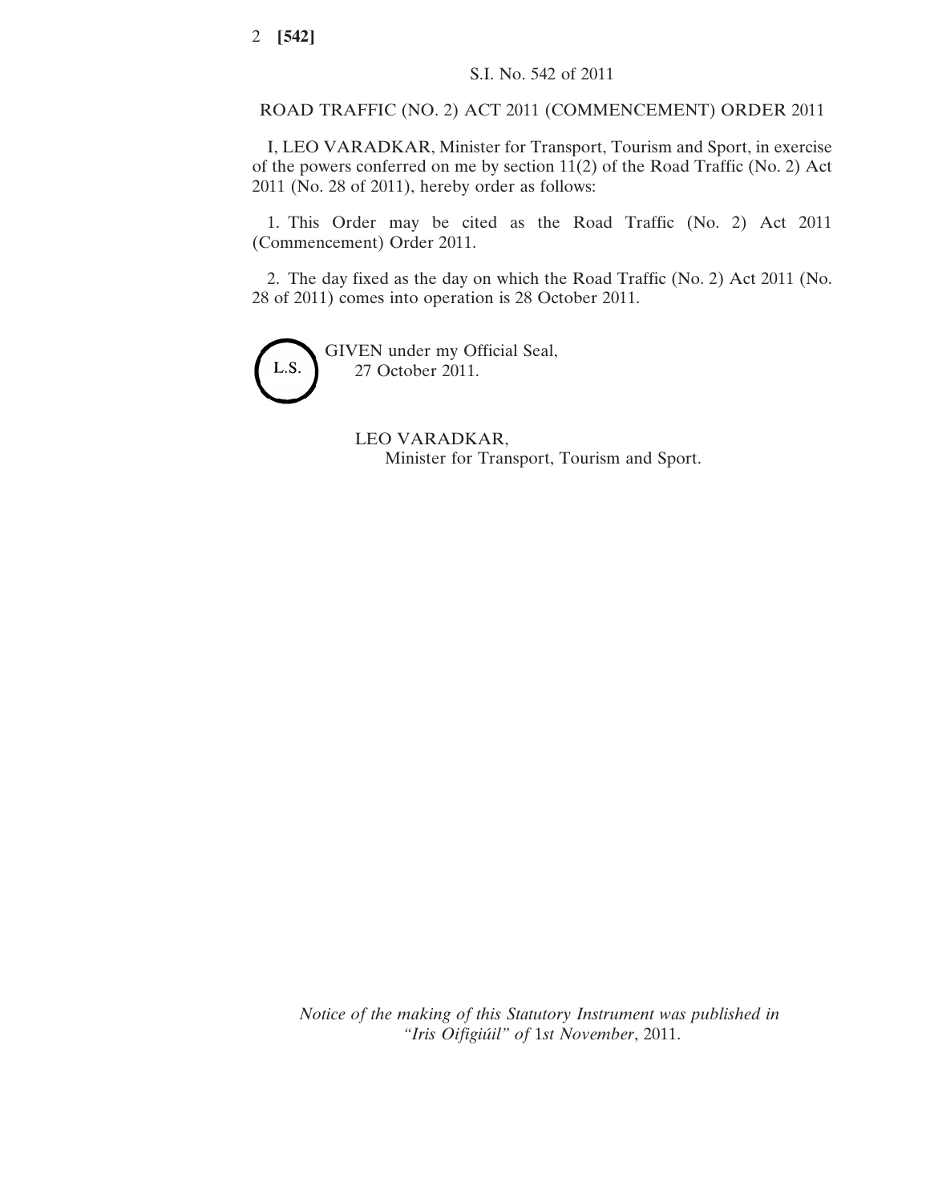S.I. No. 542 of 2011

ROAD TRAFFIC (NO. 2) ACT 2011 (COMMENCEMENT) ORDER 2011

I, LEO VARADKAR, Minister for Transport, Tourism and Sport, in exercise of the powers conferred on me by section 11(2) of the Road Traffic (No. 2) Act 2011 (No. 28 of 2011), hereby order as follows:

1. This Order may be cited as the Road Traffic (No. 2) Act 2011 (Commencement) Order 2011.

2. The day fixed as the day on which the Road Traffic (No. 2) Act 2011 (No. 28 of 2011) comes into operation is 28 October 2011.

L.S.

GIVEN under my Official Seal,
27 October 2011.

LEO VARADKAR,
Minister for Transport, Tourism and Sport.

*Notice of the making of this Statutory Instrument was published in "Iris Oifigiúil" of 1st November, 2011.*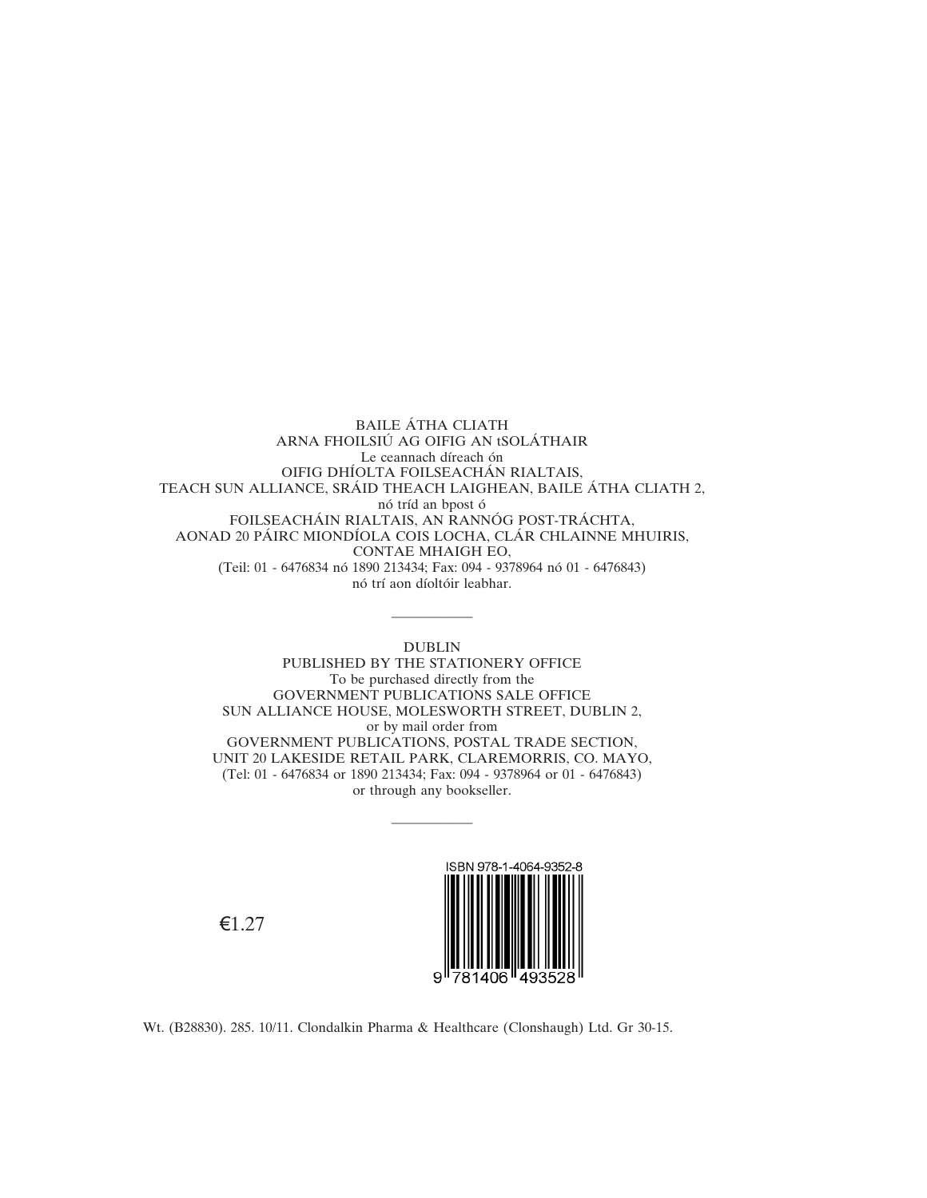BAILE ÁTHA CLIATH
ARNA FHOILSIÚ AG OIFIG AN tSOLÁTHAIR
Le ceannach díreach ón
OIFIG DHÍOLTA FOILSEACHÁN RIALTAIS,
TEACH SUN ALLIANCE, SRÁID THEACH LAIGHEAN, BAILE ÁTHA CLIATH 2,
nó tríd an bpost ó
FOILSEACHÁIN RIALTAIS, AN RANNÓG POST-TRÁCHTA,
AONAD 20 PÁIRC MIONDÍOLA COIS LOCHA, CLÁR CHLAINNE MHUIRIS,
CONTAE MHAIGH EO,
(Teil: 01 - 6476834 nó 1890 213434; Fax: 094 - 9378964 nó 01 - 6476843)
nó trí aon díoltóir leabhar.

---

DUBLIN
PUBLISHED BY THE STATIONERY OFFICE
To be purchased directly from the
GOVERNMENT PUBLICATIONS SALE OFFICE
SUN ALLIANCE HOUSE, MOLESWORTH STREET, DUBLIN 2,
or by mail order from
GOVERNMENT PUBLICATIONS, POSTAL TRADE SECTION,
UNIT 20 LAKESIDE RETAIL PARK, CLAREMORRIS, CO. MAYO,
(Tel: 01 - 6476834 or 1890 213434; Fax: 094 - 9378964 or 01 - 6476843)
or through any bookseller.

---

€1.27

ISBN 978-1-4064-9352-8

9 781406 493528

Wt. (B28830). 285. 10/11. Clondalkin Pharma & Healthcare (Clonshaugh) Ltd. Gr 30-15.